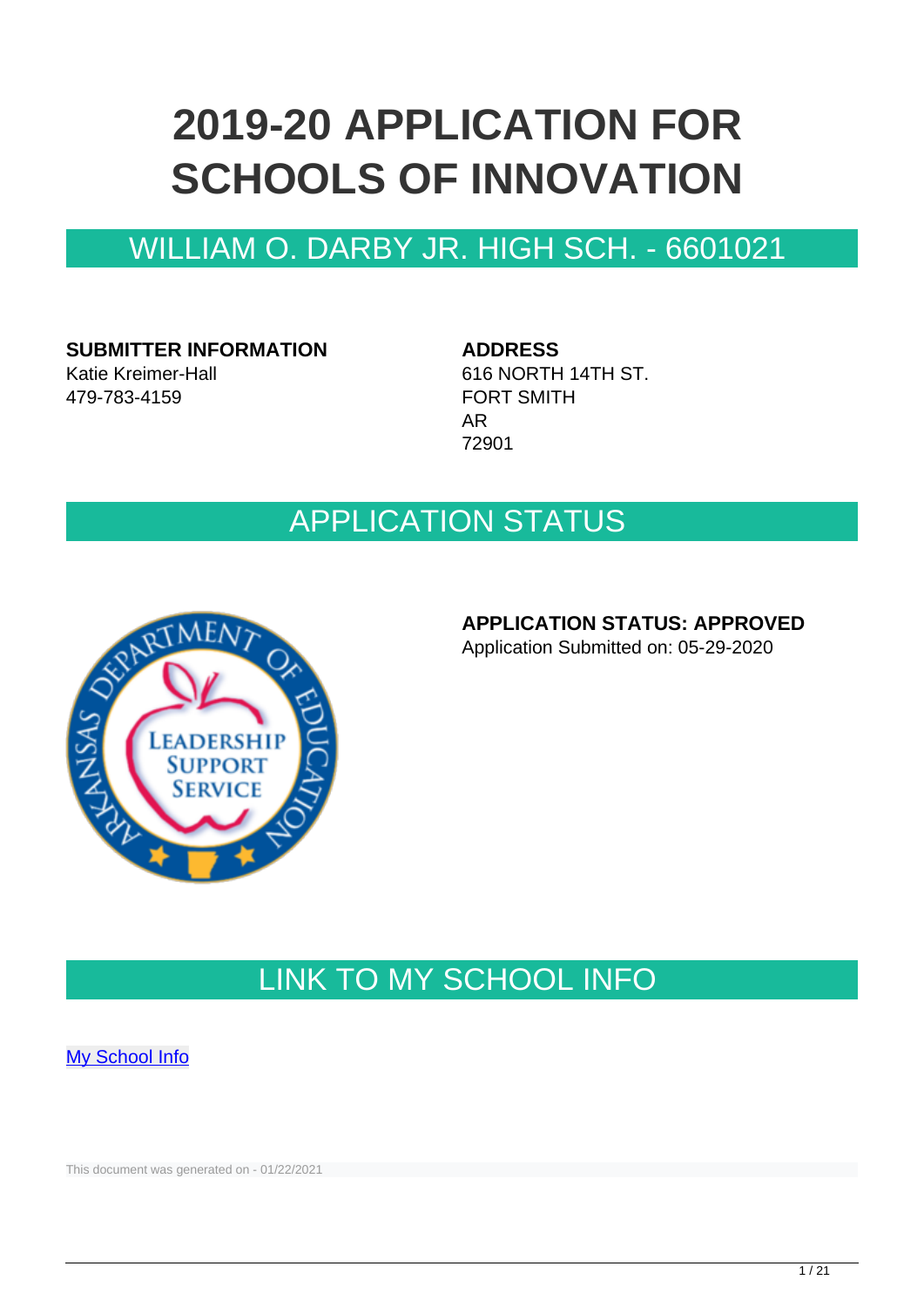# 2019-20 APPLICATION FOR SCHOOLS OF INNOVATION

## WILLIAM O. DARBY JR. HIGH SCH. - 6601021

**SUBMITTER INFORMATION**
Katie Kreimer-Hall
479-783-4159

**ADDRESS**
616 NORTH 14TH ST.
FORT SMITH
AR
72901

## APPLICATION STATUS

**APPLICATION STATUS: APPROVED**
Application Submitted on: 05-29-2020

## LINK TO MY SCHOOL INFO

[My School Info]

This document was generated on - 01/22/2021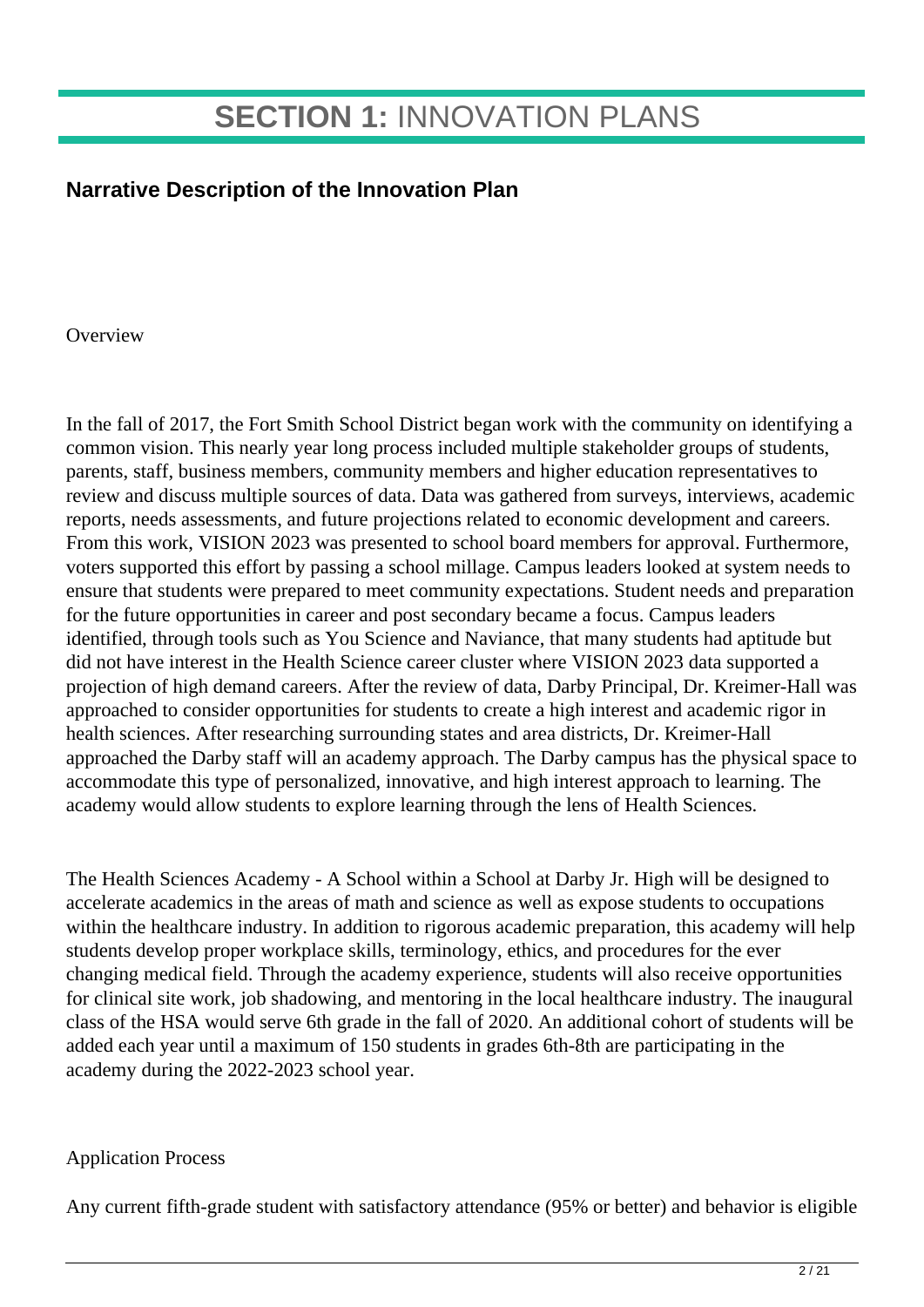# **SECTION 1:** INNOVATION PLANS

## Narrative Description of the Innovation Plan

Overview

In the fall of 2017, the Fort Smith School District began work with the community on identifying a common vision. This nearly year long process included multiple stakeholder groups of students, parents, staff, business members, community members and higher education representatives to review and discuss multiple sources of data. Data was gathered from surveys, interviews, academic reports, needs assessments, and future projections related to economic development and careers. From this work, VISION 2023 was presented to school board members for approval. Furthermore, voters supported this effort by passing a school millage. Campus leaders looked at system needs to ensure that students were prepared to meet community expectations. Student needs and preparation for the future opportunities in career and post secondary became a focus. Campus leaders identified, through tools such as You Science and Naviance, that many students had aptitude but did not have interest in the Health Science career cluster where VISION 2023 data supported a projection of high demand careers. After the review of data, Darby Principal, Dr. Kreimer-Hall was approached to consider opportunities for students to create a high interest and academic rigor in health sciences. After researching surrounding states and area districts, Dr. Kreimer-Hall approached the Darby staff will an academy approach. The Darby campus has the physical space to accommodate this type of personalized, innovative, and high interest approach to learning. The academy would allow students to explore learning through the lens of Health Sciences.

The Health Sciences Academy - A School within a School at Darby Jr. High will be designed to accelerate academics in the areas of math and science as well as expose students to occupations within the healthcare industry. In addition to rigorous academic preparation, this academy will help students develop proper workplace skills, terminology, ethics, and procedures for the ever changing medical field. Through the academy experience, students will also receive opportunities for clinical site work, job shadowing, and mentoring in the local healthcare industry. The inaugural class of the HSA would serve 6th grade in the fall of 2020. An additional cohort of students will be added each year until a maximum of 150 students in grades 6th-8th are participating in the academy during the 2022-2023 school year.

Application Process

Any current fifth-grade student with satisfactory attendance (95% or better) and behavior is eligible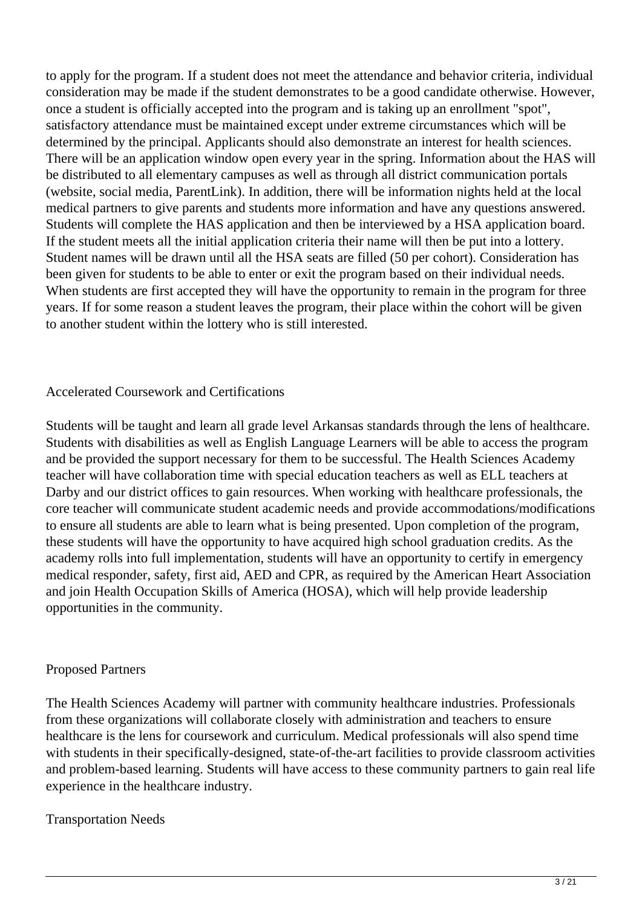to apply for the program. If a student does not meet the attendance and behavior criteria, individual consideration may be made if the student demonstrates to be a good candidate otherwise. However, once a student is officially accepted into the program and is taking up an enrollment "spot", satisfactory attendance must be maintained except under extreme circumstances which will be determined by the principal. Applicants should also demonstrate an interest for health sciences. There will be an application window open every year in the spring. Information about the HAS will be distributed to all elementary campuses as well as through all district communication portals (website, social media, ParentLink). In addition, there will be information nights held at the local medical partners to give parents and students more information and have any questions answered. Students will complete the HAS application and then be interviewed by a HSA application board. If the student meets all the initial application criteria their name will then be put into a lottery. Student names will be drawn until all the HSA seats are filled (50 per cohort). Consideration has been given for students to be able to enter or exit the program based on their individual needs. When students are first accepted they will have the opportunity to remain in the program for three years. If for some reason a student leaves the program, their place within the cohort will be given to another student within the lottery who is still interested.

## Accelerated Coursework and Certifications

Students will be taught and learn all grade level Arkansas standards through the lens of healthcare. Students with disabilities as well as English Language Learners will be able to access the program and be provided the support necessary for them to be successful. The Health Sciences Academy teacher will have collaboration time with special education teachers as well as ELL teachers at Darby and our district offices to gain resources. When working with healthcare professionals, the core teacher will communicate student academic needs and provide accommodations/modifications to ensure all students are able to learn what is being presented. Upon completion of the program, these students will have the opportunity to have acquired high school graduation credits. As the academy rolls into full implementation, students will have an opportunity to certify in emergency medical responder, safety, first aid, AED and CPR, as required by the American Heart Association and join Health Occupation Skills of America (HOSA), which will help provide leadership opportunities in the community.

## Proposed Partners

The Health Sciences Academy will partner with community healthcare industries. Professionals from these organizations will collaborate closely with administration and teachers to ensure healthcare is the lens for coursework and curriculum. Medical professionals will also spend time with students in their specifically-designed, state-of-the-art facilities to provide classroom activities and problem-based learning. Students will have access to these community partners to gain real life experience in the healthcare industry.

## Transportation Needs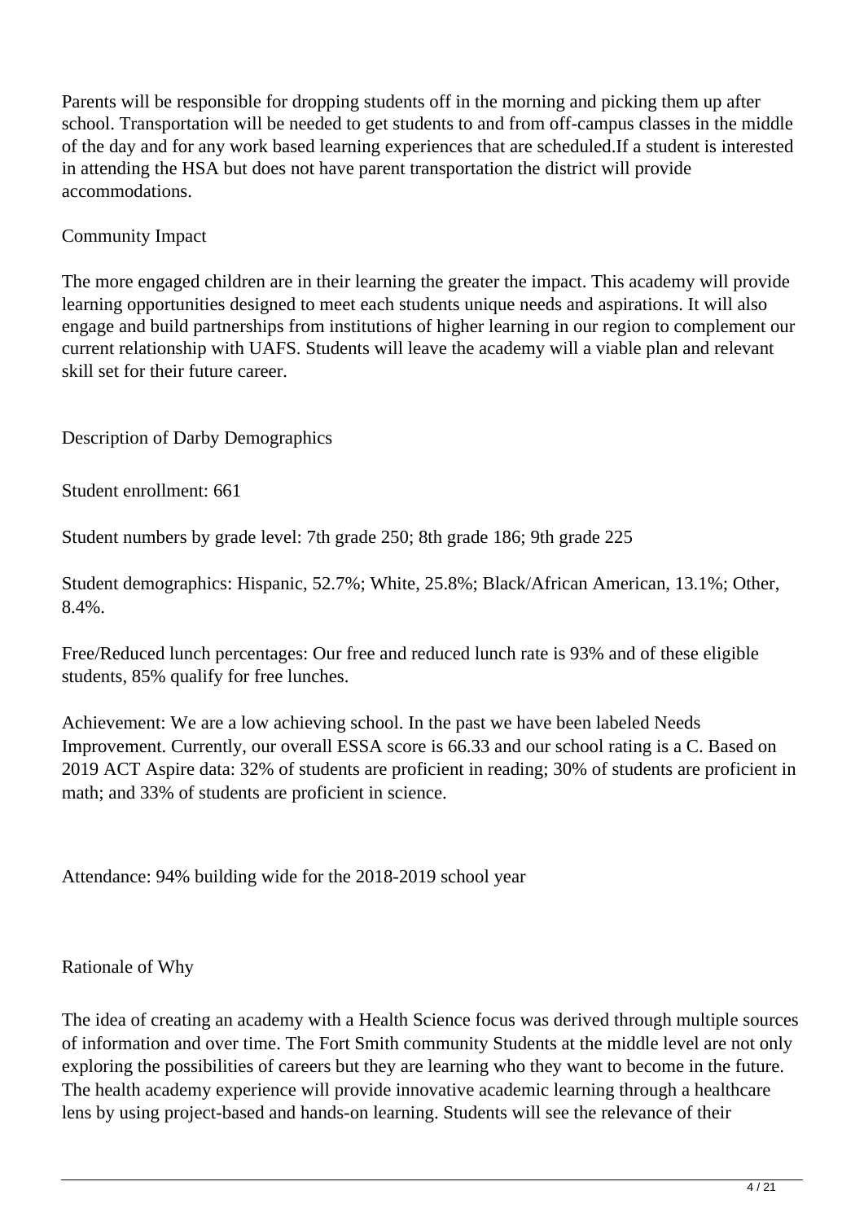Parents will be responsible for dropping students off in the morning and picking them up after school. Transportation will be needed to get students to and from off-campus classes in the middle of the day and for any work based learning experiences that are scheduled.If a student is interested in attending the HSA but does not have parent transportation the district will provide accommodations.

Community Impact

The more engaged children are in their learning the greater the impact. This academy will provide learning opportunities designed to meet each students unique needs and aspirations. It will also engage and build partnerships from institutions of higher learning in our region to complement our current relationship with UAFS. Students will leave the academy will a viable plan and relevant skill set for their future career.

Description of Darby Demographics

Student enrollment: 661

Student numbers by grade level: 7th grade 250; 8th grade 186; 9th grade 225

Student demographics: Hispanic, 52.7%; White, 25.8%; Black/African American, 13.1%; Other, 8.4%.

Free/Reduced lunch percentages: Our free and reduced lunch rate is 93% and of these eligible students, 85% qualify for free lunches.

Achievement: We are a low achieving school. In the past we have been labeled Needs Improvement. Currently, our overall ESSA score is 66.33 and our school rating is a C. Based on 2019 ACT Aspire data: 32% of students are proficient in reading; 30% of students are proficient in math; and 33% of students are proficient in science.

Attendance: 94% building wide for the 2018-2019 school year

Rationale of Why

The idea of creating an academy with a Health Science focus was derived through multiple sources of information and over time. The Fort Smith community Students at the middle level are not only exploring the possibilities of careers but they are learning who they want to become in the future. The health academy experience will provide innovative academic learning through a healthcare lens by using project-based and hands-on learning. Students will see the relevance of their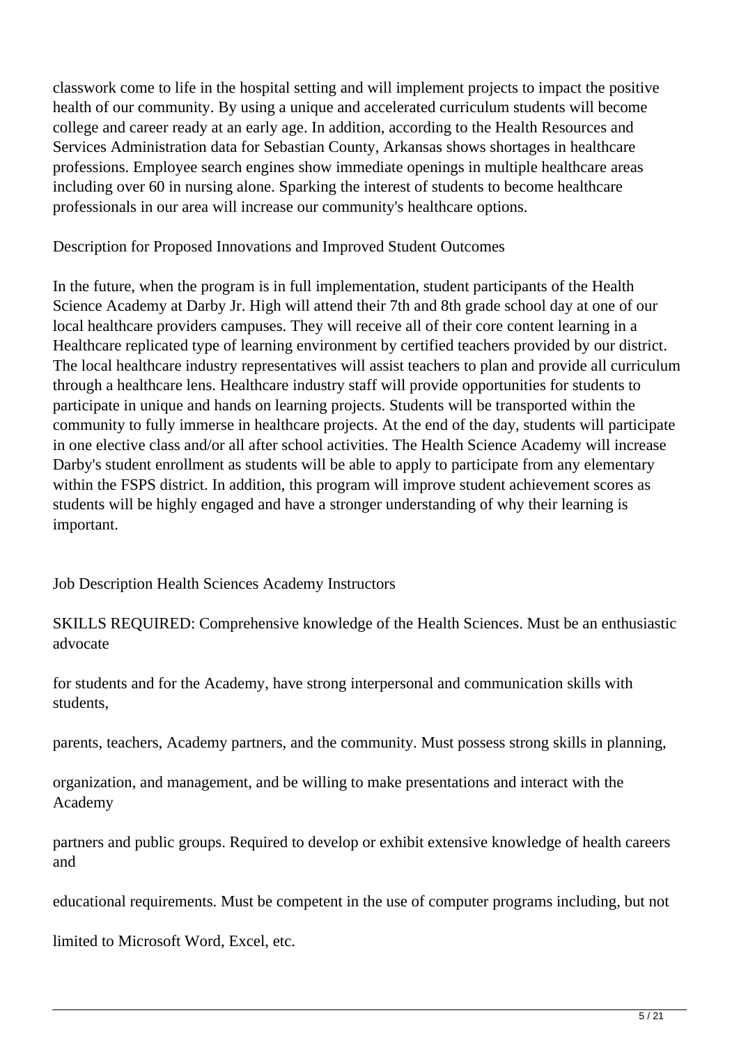classwork come to life in the hospital setting and will implement projects to impact the positive health of our community. By using a unique and accelerated curriculum students will become college and career ready at an early age. In addition, according to the Health Resources and Services Administration data for Sebastian County, Arkansas shows shortages in healthcare professions. Employee search engines show immediate openings in multiple healthcare areas including over 60 in nursing alone. Sparking the interest of students to become healthcare professionals in our area will increase our community's healthcare options.

Description for Proposed Innovations and Improved Student Outcomes

In the future, when the program is in full implementation, student participants of the Health Science Academy at Darby Jr. High will attend their 7th and 8th grade school day at one of our local healthcare providers campuses. They will receive all of their core content learning in a Healthcare replicated type of learning environment by certified teachers provided by our district. The local healthcare industry representatives will assist teachers to plan and provide all curriculum through a healthcare lens. Healthcare industry staff will provide opportunities for students to participate in unique and hands on learning projects. Students will be transported within the community to fully immerse in healthcare projects. At the end of the day, students will participate in one elective class and/or all after school activities. The Health Science Academy will increase Darby's student enrollment as students will be able to apply to participate from any elementary within the FSPS district. In addition, this program will improve student achievement scores as students will be highly engaged and have a stronger understanding of why their learning is important.

Job Description Health Sciences Academy Instructors

SKILLS REQUIRED: Comprehensive knowledge of the Health Sciences. Must be an enthusiastic advocate

for students and for the Academy, have strong interpersonal and communication skills with students,

parents, teachers, Academy partners, and the community. Must possess strong skills in planning,

organization, and management, and be willing to make presentations and interact with the Academy

partners and public groups. Required to develop or exhibit extensive knowledge of health careers and

educational requirements. Must be competent in the use of computer programs including, but not

limited to Microsoft Word, Excel, etc.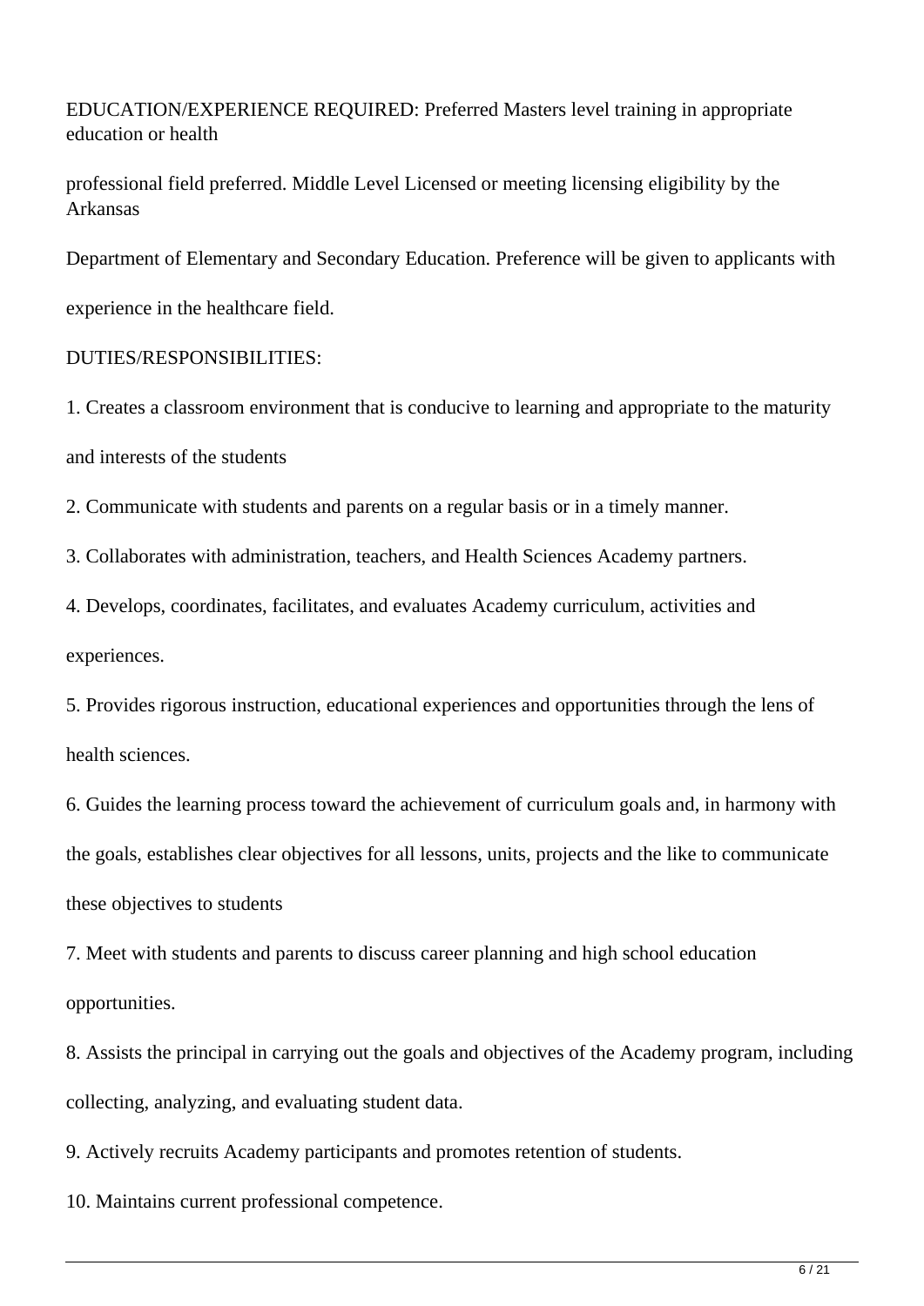EDUCATION/EXPERIENCE REQUIRED: Preferred Masters level training in appropriate education or health professional field preferred. Middle Level Licensed or meeting licensing eligibility by the Arkansas Department of Elementary and Secondary Education. Preference will be given to applicants with experience in the healthcare field.

DUTIES/RESPONSIBILITIES:

1. Creates a classroom environment that is conducive to learning and appropriate to the maturity and interests of the students
2. Communicate with students and parents on a regular basis or in a timely manner.
3. Collaborates with administration, teachers, and Health Sciences Academy partners.
4. Develops, coordinates, facilitates, and evaluates Academy curriculum, activities and experiences.
5. Provides rigorous instruction, educational experiences and opportunities through the lens of health sciences.
6. Guides the learning process toward the achievement of curriculum goals and, in harmony with the goals, establishes clear objectives for all lessons, units, projects and the like to communicate these objectives to students
7. Meet with students and parents to discuss career planning and high school education opportunities.
8. Assists the principal in carrying out the goals and objectives of the Academy program, including collecting, analyzing, and evaluating student data.
9. Actively recruits Academy participants and promotes retention of students.
10. Maintains current professional competence.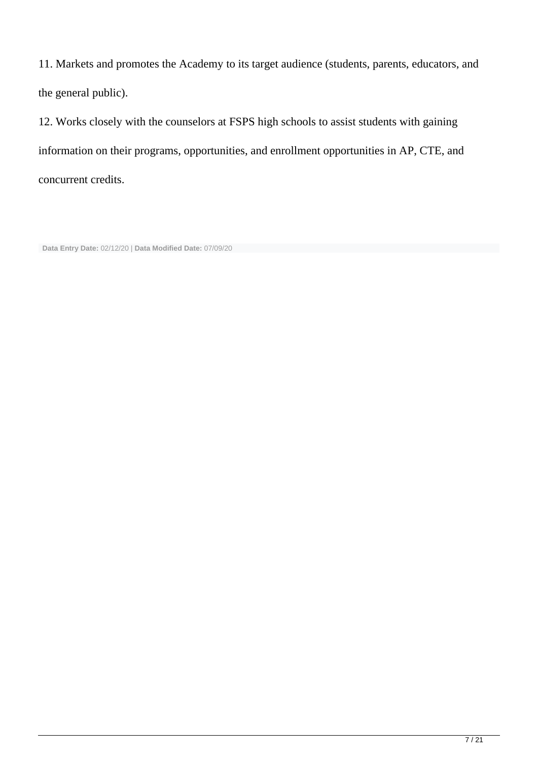11. Markets and promotes the Academy to its target audience (students, parents, educators, and the general public).

12. Works closely with the counselors at FSPS high schools to assist students with gaining information on their programs, opportunities, and enrollment opportunities in AP, CTE, and concurrent credits.

**Data Entry Date:** 02/12/20 | **Data Modified Date:** 07/09/20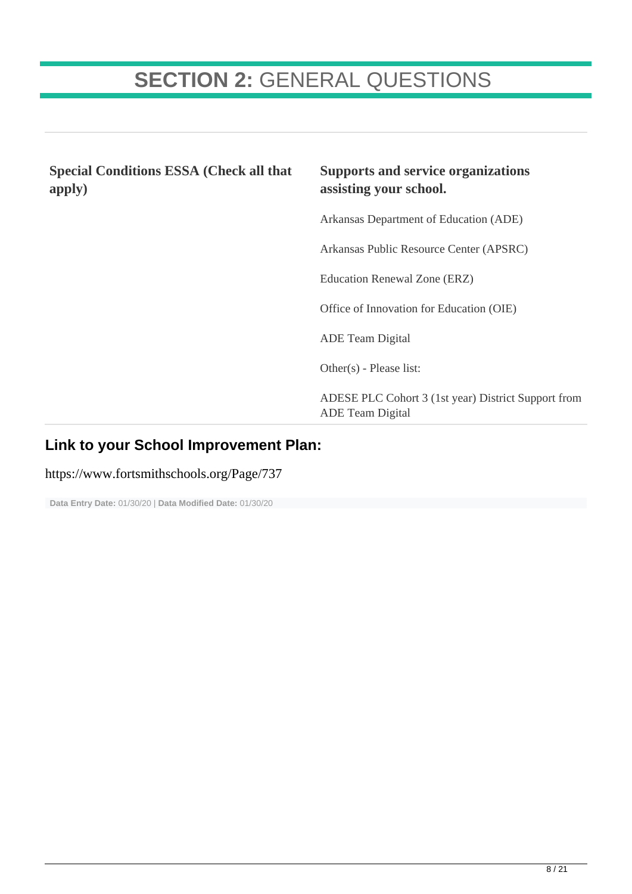# **SECTION 2:** GENERAL QUESTIONS

| **Special Conditions ESSA (Check all that apply)** | **Supports and service organizations assisting your school.** |
|---|---|
| | Arkansas Department of Education (ADE) |
| | Arkansas Public Resource Center (APSRC) |
| | Education Renewal Zone (ERZ) |
| | Office of Innovation for Education (OIE) |
| | ADE Team Digital |
| | Other(s) - Please list: |
| | ADESE PLC Cohort 3 (1st year) District Support from ADE Team Digital |

## Link to your School Improvement Plan:

https://www.fortsmithschools.org/Page/737

**Data Entry Date:** 01/30/20 | **Data Modified Date:** 01/30/20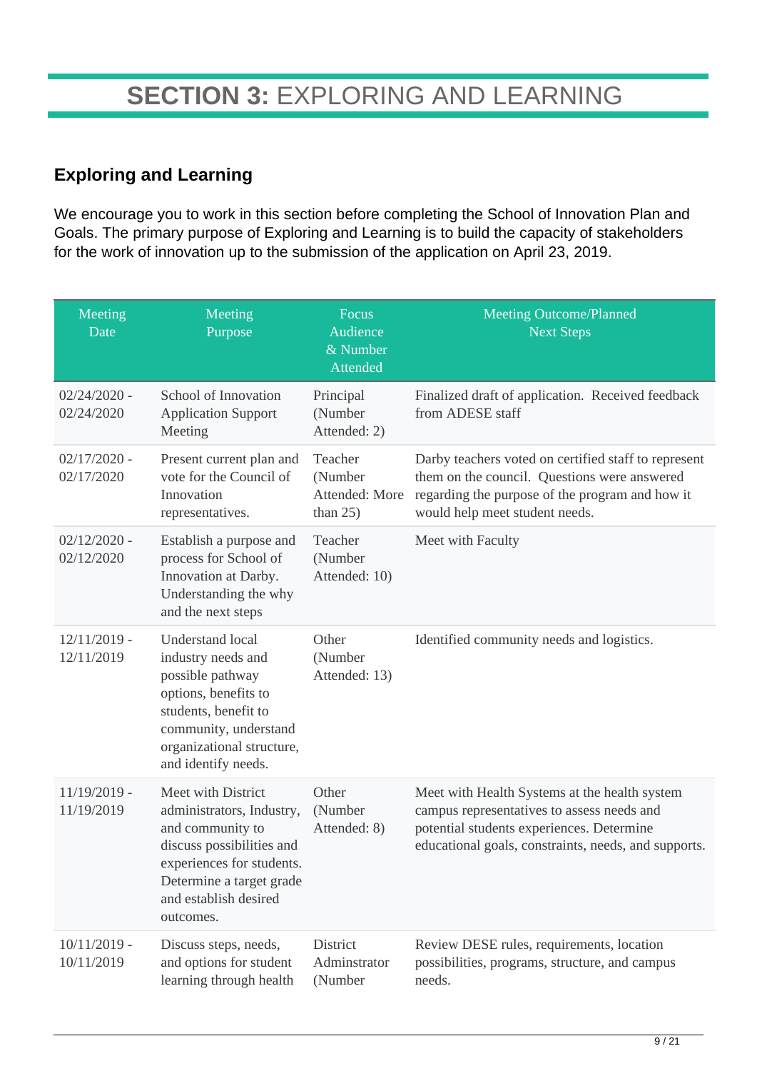# **SECTION 3:** EXPLORING AND LEARNING

## Exploring and Learning

We encourage you to work in this section before completing the School of Innovation Plan and Goals. The primary purpose of Exploring and Learning is to build the capacity of stakeholders for the work of innovation up to the submission of the application on April 23, 2019.

| Meeting Date | Meeting Purpose | Focus Audience & Number Attended | Meeting Outcome/Planned Next Steps |
|---|---|---|---|
| 02/24/2020 - 02/24/2020 | School of Innovation Application Support Meeting | Principal (Number Attended: 2) | Finalized draft of application. Received feedback from ADESE staff |
| 02/17/2020 - 02/17/2020 | Present current plan and vote for the Council of Innovation representatives. | Teacher (Number Attended: More than 25) | Darby teachers voted on certified staff to represent them on the council. Questions were answered regarding the purpose of the program and how it would help meet student needs. |
| 02/12/2020 - 02/12/2020 | Establish a purpose and process for School of Innovation at Darby. Understanding the why and the next steps | Teacher (Number Attended: 10) | Meet with Faculty |
| 12/11/2019 - 12/11/2019 | Understand local industry needs and possible pathway options, benefits to students, benefit to community, understand organizational structure, and identify needs. | Other (Number Attended: 13) | Identified community needs and logistics. |
| 11/19/2019 - 11/19/2019 | Meet with District administrators, Industry, and community to discuss possibilities and experiences for students. Determine a target grade and establish desired outcomes. | Other (Number Attended: 8) | Meet with Health Systems at the health system campus representatives to assess needs and potential students experiences. Determine educational goals, constraints, needs, and supports. |
| 10/11/2019 - 10/11/2019 | Discuss steps, needs, and options for student learning through health | District Adminstrator (Number | Review DESE rules, requirements, location possibilities, programs, structure, and campus needs. |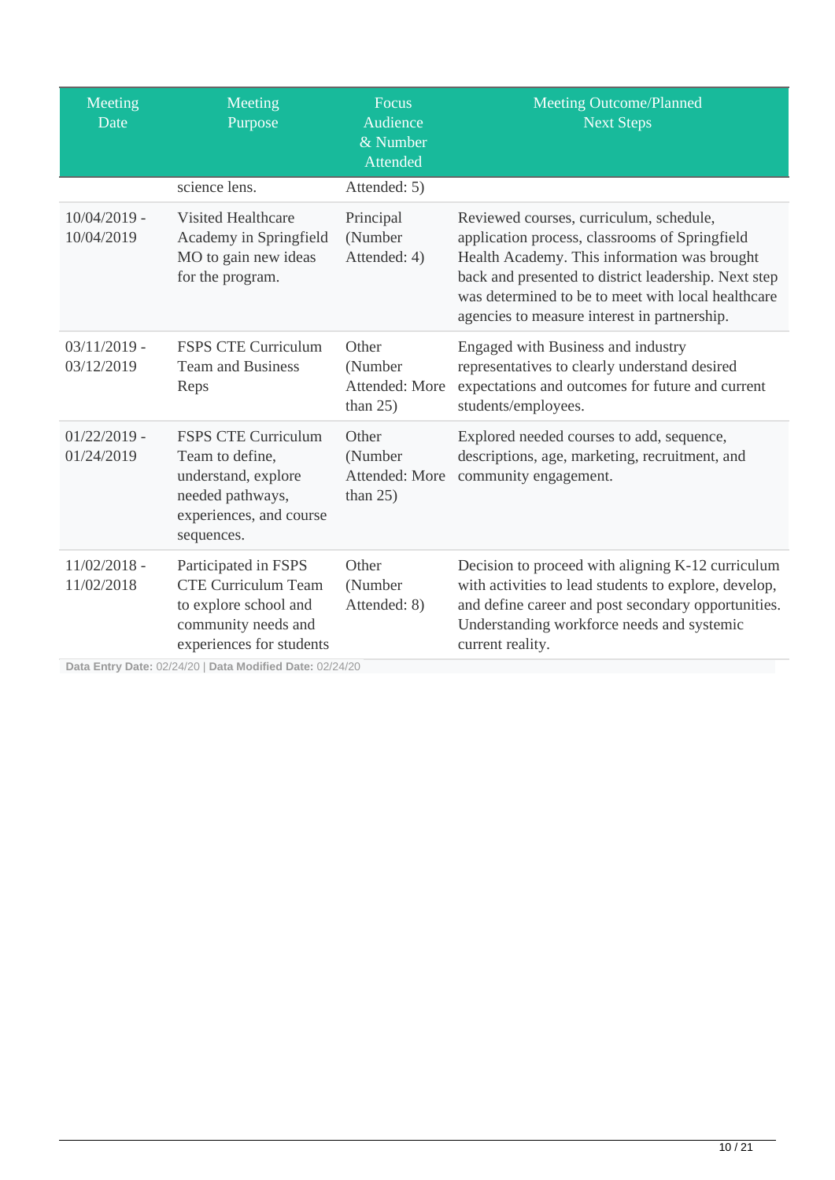| Meeting Date | Meeting Purpose | Focus Audience & Number Attended | Meeting Outcome/Planned Next Steps |
|---|---|---|---|
| | science lens. | Attended: 5) | |
| 10/04/2019 - 10/04/2019 | Visited Healthcare Academy in Springfield MO to gain new ideas for the program. | Principal (Number Attended: 4) | Reviewed courses, curriculum, schedule, application process, classrooms of Springfield Health Academy. This information was brought back and presented to district leadership. Next step was determined to be to meet with local healthcare agencies to measure interest in partnership. |
| 03/11/2019 - 03/12/2019 | FSPS CTE Curriculum Team and Business Reps | Other (Number Attended: More than 25) | Engaged with Business and industry representatives to clearly understand desired expectations and outcomes for future and current students/employees. |
| 01/22/2019 - 01/24/2019 | FSPS CTE Curriculum Team to define, understand, explore needed pathways, experiences, and course sequences. | Other (Number Attended: More than 25) | Explored needed courses to add, sequence, descriptions, age, marketing, recruitment, and community engagement. |
| 11/02/2018 - 11/02/2018 | Participated in FSPS CTE Curriculum Team to explore school and community needs and experiences for students | Other (Number Attended: 8) | Decision to proceed with aligning K-12 curriculum with activities to lead students to explore, develop, and define career and post secondary opportunities. Understanding workforce needs and systemic current reality. |

**Data Entry Date:** 02/24/20 | **Data Modified Date:** 02/24/20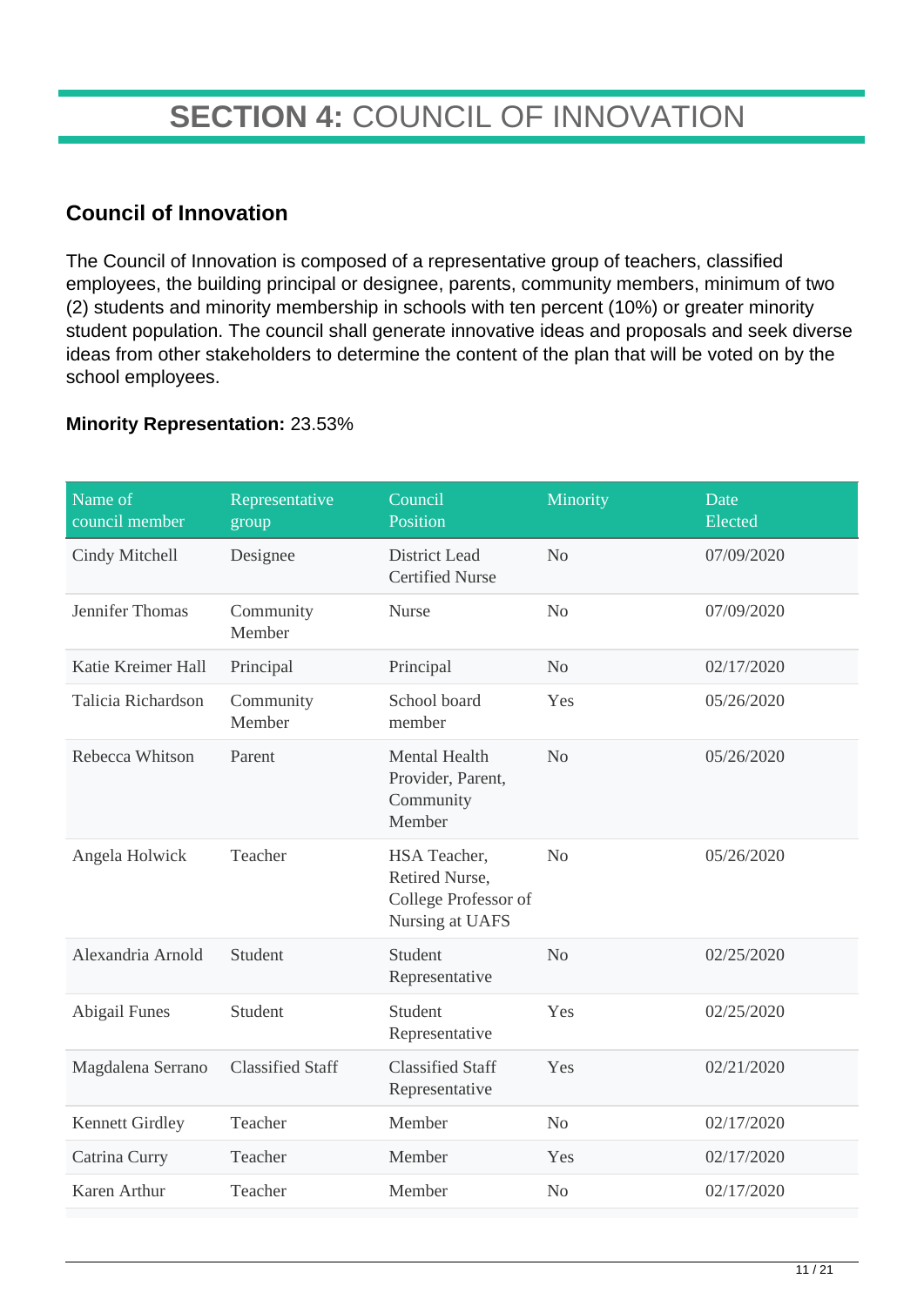# SECTION 4: COUNCIL OF INNOVATION

## Council of Innovation

The Council of Innovation is composed of a representative group of teachers, classified employees, the building principal or designee, parents, community members, minimum of two (2) students and minority membership in schools with ten percent (10%) or greater minority student population. The council shall generate innovative ideas and proposals and seek diverse ideas from other stakeholders to determine the content of the plan that will be voted on by the school employees.

**Minority Representation:** 23.53%

| Name of council member | Representative group | Council Position | Minority | Date Elected |
|---|---|---|---|---|
| Cindy Mitchell | Designee | District Lead Certified Nurse | No | 07/09/2020 |
| Jennifer Thomas | Community Member | Nurse | No | 07/09/2020 |
| Katie Kreimer Hall | Principal | Principal | No | 02/17/2020 |
| Talicia Richardson | Community Member | School board member | Yes | 05/26/2020 |
| Rebecca Whitson | Parent | Mental Health Provider, Parent, Community Member | No | 05/26/2020 |
| Angela Holwick | Teacher | HSA Teacher, Retired Nurse, College Professor of Nursing at UAFS | No | 05/26/2020 |
| Alexandria Arnold | Student | Student Representative | No | 02/25/2020 |
| Abigail Funes | Student | Student Representative | Yes | 02/25/2020 |
| Magdalena Serrano | Classified Staff | Classified Staff Representative | Yes | 02/21/2020 |
| Kennett Girdley | Teacher | Member | No | 02/17/2020 |
| Catrina Curry | Teacher | Member | Yes | 02/17/2020 |
| Karen Arthur | Teacher | Member | No | 02/17/2020 |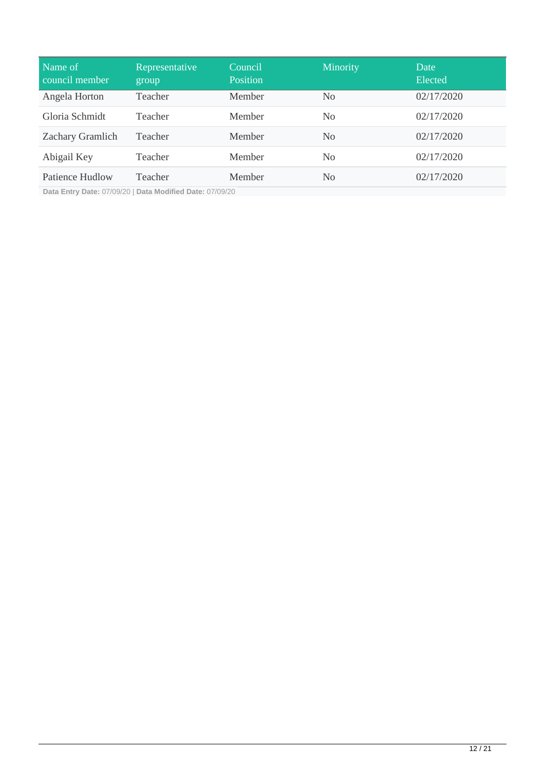| Name of council member | Representative group | Council Position | Minority | Date Elected |
| --- | --- | --- | --- | --- |
| Angela Horton | Teacher | Member | No | 02/17/2020 |
| Gloria Schmidt | Teacher | Member | No | 02/17/2020 |
| Zachary Gramlich | Teacher | Member | No | 02/17/2020 |
| Abigail Key | Teacher | Member | No | 02/17/2020 |
| Patience Hudlow | Teacher | Member | No | 02/17/2020 |

**Data Entry Date:** 07/09/20 | **Data Modified Date:** 07/09/20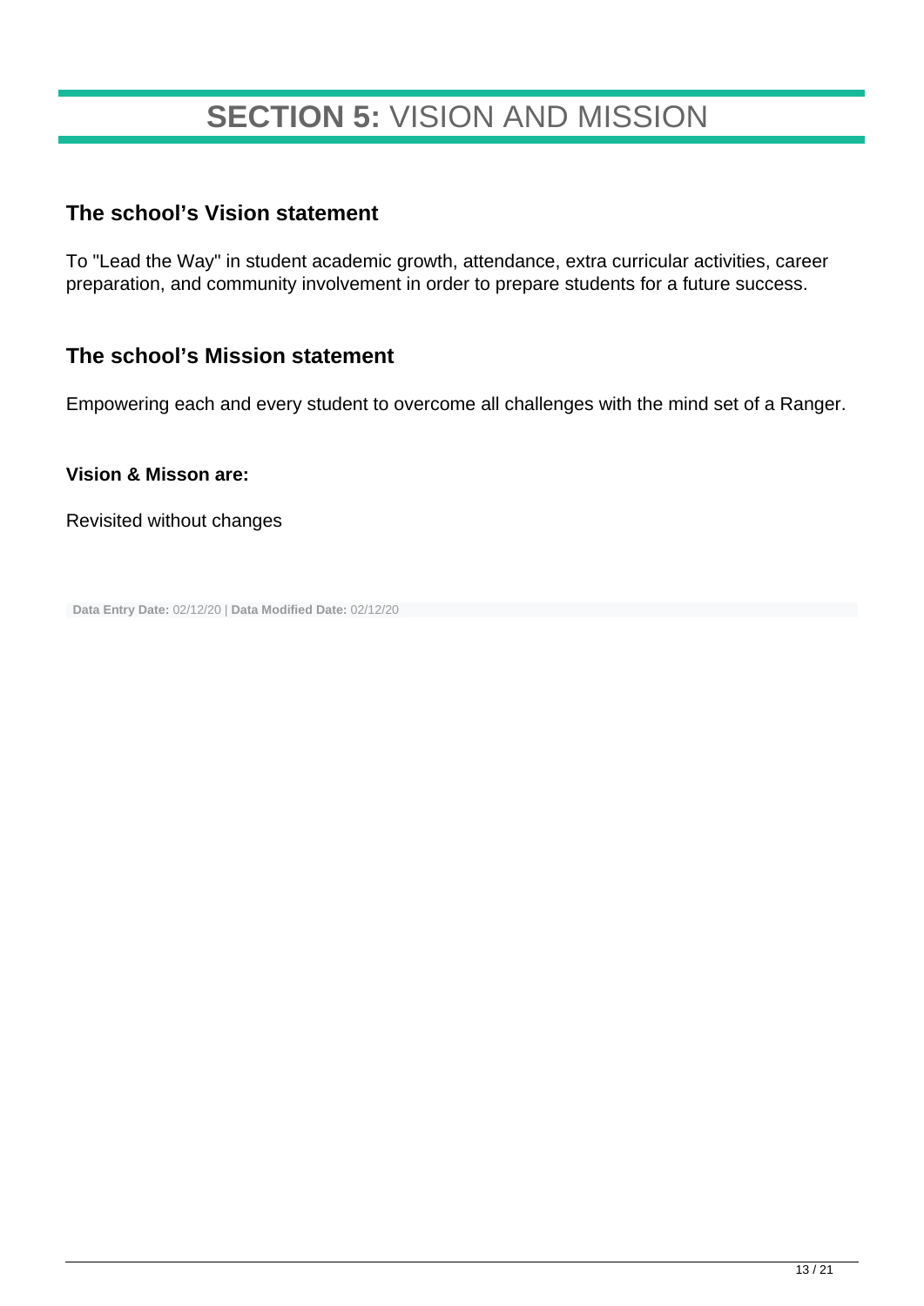# **SECTION 5:** VISION AND MISSION

## The school's Vision statement

To "Lead the Way" in student academic growth, attendance, extra curricular activities, career preparation, and community involvement in order to prepare students for a future success.

## The school's Mission statement

Empowering each and every student to overcome all challenges with the mind set of a Ranger.

**Vision & Misson are:**

Revisited without changes

**Data Entry Date:** 02/12/20 | **Data Modified Date:** 02/12/20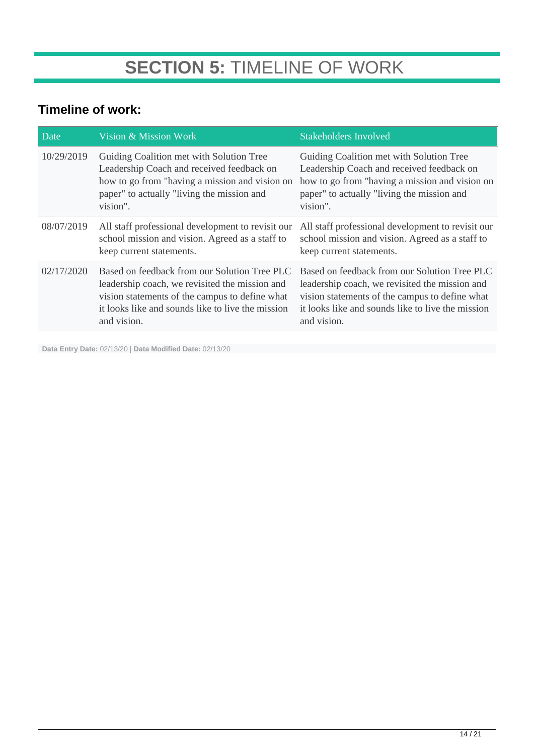# **SECTION 5:** TIMELINE OF WORK

## Timeline of work:

| Date | Vision & Mission Work | Stakeholders Involved |
|---|---|---|
| 10/29/2019 | Guiding Coalition met with Solution Tree Leadership Coach and received feedback on how to go from "having a mission and vision on paper" to actually "living the mission and vision". | Guiding Coalition met with Solution Tree Leadership Coach and received feedback on how to go from "having a mission and vision on paper" to actually "living the mission and vision". |
| 08/07/2019 | All staff professional development to revisit our school mission and vision. Agreed as a staff to keep current statements. | All staff professional development to revisit our school mission and vision. Agreed as a staff to keep current statements. |
| 02/17/2020 | Based on feedback from our Solution Tree PLC leadership coach, we revisited the mission and vision statements of the campus to define what it looks like and sounds like to live the mission and vision. | Based on feedback from our Solution Tree PLC leadership coach, we revisited the mission and vision statements of the campus to define what it looks like and sounds like to live the mission and vision. |

**Data Entry Date:** 02/13/20 | **Data Modified Date:** 02/13/20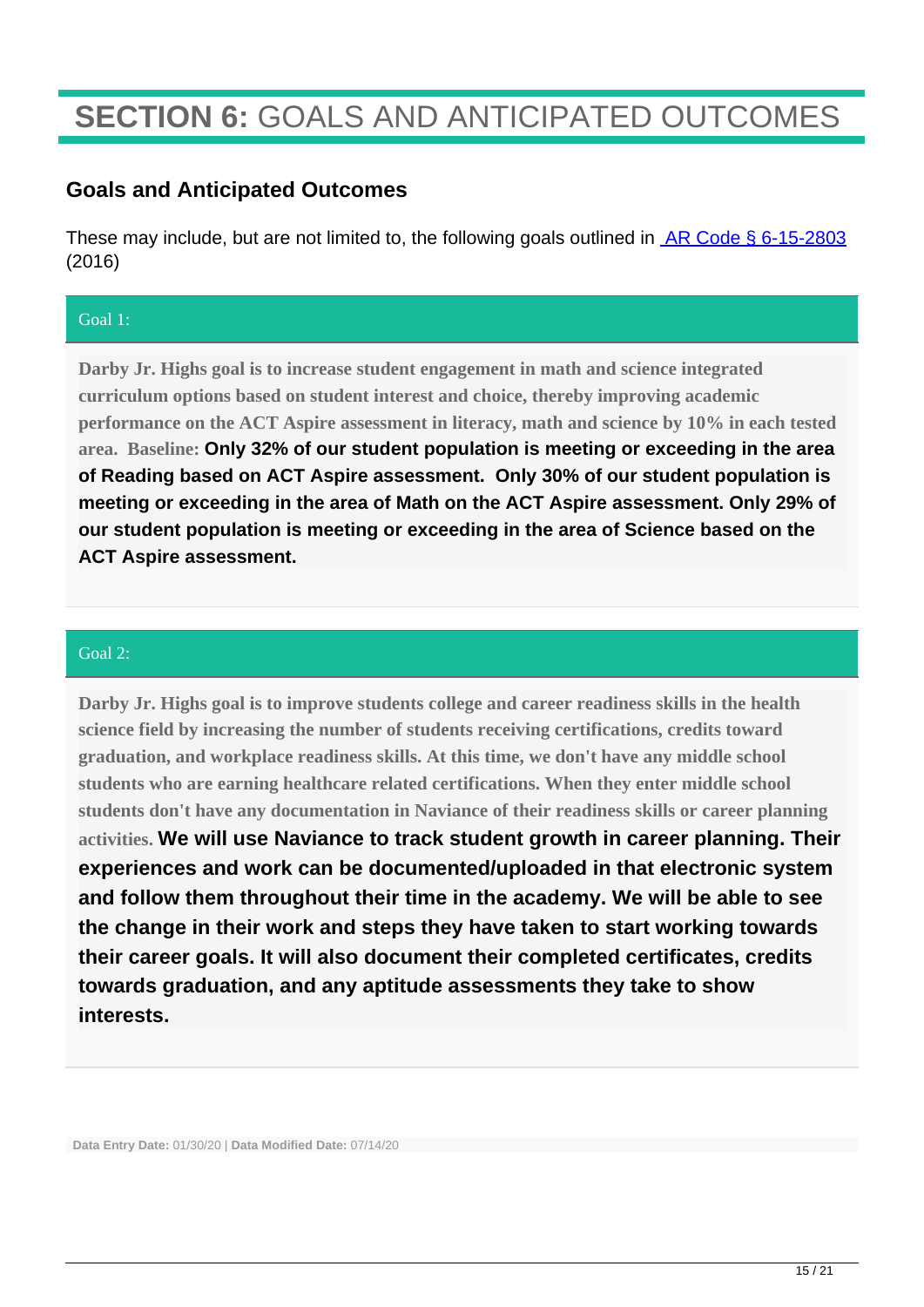# **SECTION 6:** GOALS AND ANTICIPATED OUTCOMES

## Goals and Anticipated Outcomes

These may include, but are not limited to, the following goals outlined in [AR Code § 6-15-2803](#) (2016)

### Goal 1:

**Darby Jr. Highs goal is to increase student engagement in math and science integrated curriculum options based on student interest and choice, thereby improving academic performance on the ACT Aspire assessment in literacy, math and science by 10% in each tested area. Baseline: Only 32% of our student population is meeting or exceeding in the area of Reading based on ACT Aspire assessment. Only 30% of our student population is meeting or exceeding in the area of Math on the ACT Aspire assessment. Only 29% of our student population is meeting or exceeding in the area of Science based on the ACT Aspire assessment.**

### Goal 2:

**Darby Jr. Highs goal is to improve students college and career readiness skills in the health science field by increasing the number of students receiving certifications, credits toward graduation, and workplace readiness skills. At this time, we don't have any middle school students who are earning healthcare related certifications. When they enter middle school students don't have any documentation in Naviance of their readiness skills or career planning activities. We will use Naviance to track student growth in career planning. Their experiences and work can be documented/uploaded in that electronic system and follow them throughout their time in the academy. We will be able to see the change in their work and steps they have taken to start working towards their career goals. It will also document their completed certificates, credits towards graduation, and any aptitude assessments they take to show interests.**

**Data Entry Date:** 01/30/20 | **Data Modified Date:** 07/14/20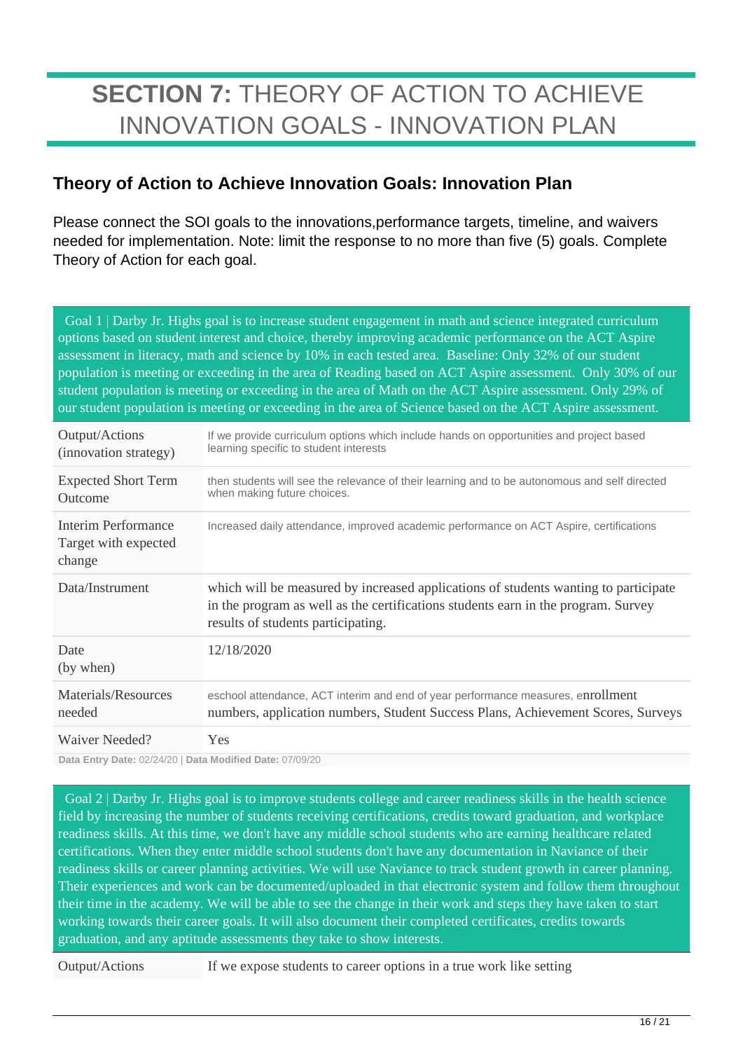# **SECTION 7:** THEORY OF ACTION TO ACHIEVE INNOVATION GOALS - INNOVATION PLAN

## Theory of Action to Achieve Innovation Goals: Innovation Plan

Please connect the SOI goals to the innovations,performance targets, timeline, and waivers needed for implementation. Note: limit the response to no more than five (5) goals. Complete Theory of Action for each goal.

| Goal 1 \| Darby Jr. Highs goal is to increase student engagement in math and science integrated curriculum options based on student interest and choice, thereby improving academic performance on the ACT Aspire assessment in literacy, math and science by 10% in each tested area. Baseline: Only 32% of our student population is meeting or exceeding in the area of Reading based on ACT Aspire assessment. Only 30% of our student population is meeting or exceeding in the area of Math on the ACT Aspire assessment. Only 29% of our student population is meeting or exceeding in the area of Science based on the ACT Aspire assessment. | |
|---|---|
| Output/Actions (innovation strategy) | If we provide curriculum options which include hands on opportunities and project based learning specific to student interests |
| Expected Short Term Outcome | then students will see the relevance of their learning and to be autonomous and self directed when making future choices. |
| Interim Performance Target with expected change | Increased daily attendance, improved academic performance on ACT Aspire, certifications |
| Data/Instrument | which will be measured by increased applications of students wanting to participate in the program as well as the certifications students earn in the program. Survey results of students participating. |
| Date (by when) | 12/18/2020 |
| Materials/Resources needed | eschool attendance, ACT interim and end of year performance measures, enrollment numbers, application numbers, Student Success Plans, Achievement Scores, Surveys |
| Waiver Needed? | Yes |

**Data Entry Date:** 02/24/20 | **Data Modified Date:** 07/09/20

| Goal 2 \| Darby Jr. Highs goal is to improve students college and career readiness skills in the health science field by increasing the number of students receiving certifications, credits toward graduation, and workplace readiness skills. At this time, we don't have any middle school students who are earning healthcare related certifications. When they enter middle school students don't have any documentation in Naviance of their readiness skills or career planning activities. We will use Naviance to track student growth in career planning. Their experiences and work can be documented/uploaded in that electronic system and follow them throughout their time in the academy. We will be able to see the change in their work and steps they have taken to start working towards their career goals. It will also document their completed certificates, credits towards graduation, and any aptitude assessments they take to show interests. | |
|---|---|
| Output/Actions | If we expose students to career options in a true work like setting |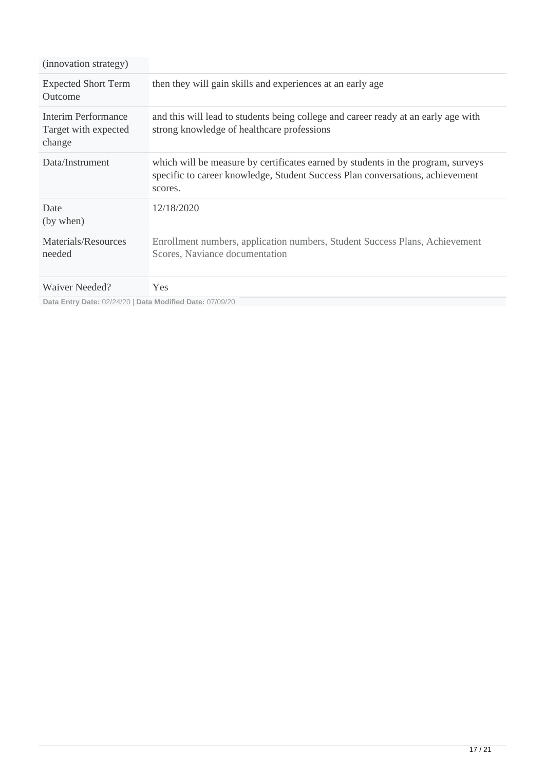| (innovation strategy) | |
|---|---|
| Expected Short Term Outcome | then they will gain skills and experiences at an early age |
| Interim Performance Target with expected change | and this will lead to students being college and career ready at an early age with strong knowledge of healthcare professions |
| Data/Instrument | which will be measure by certificates earned by students in the program, surveys specific to career knowledge, Student Success Plan conversations, achievement scores. |
| Date (by when) | 12/18/2020 |
| Materials/Resources needed | Enrollment numbers, application numbers, Student Success Plans, Achievement Scores, Naviance documentation |
| Waiver Needed? | Yes |

**Data Entry Date:** 02/24/20 | **Data Modified Date:** 07/09/20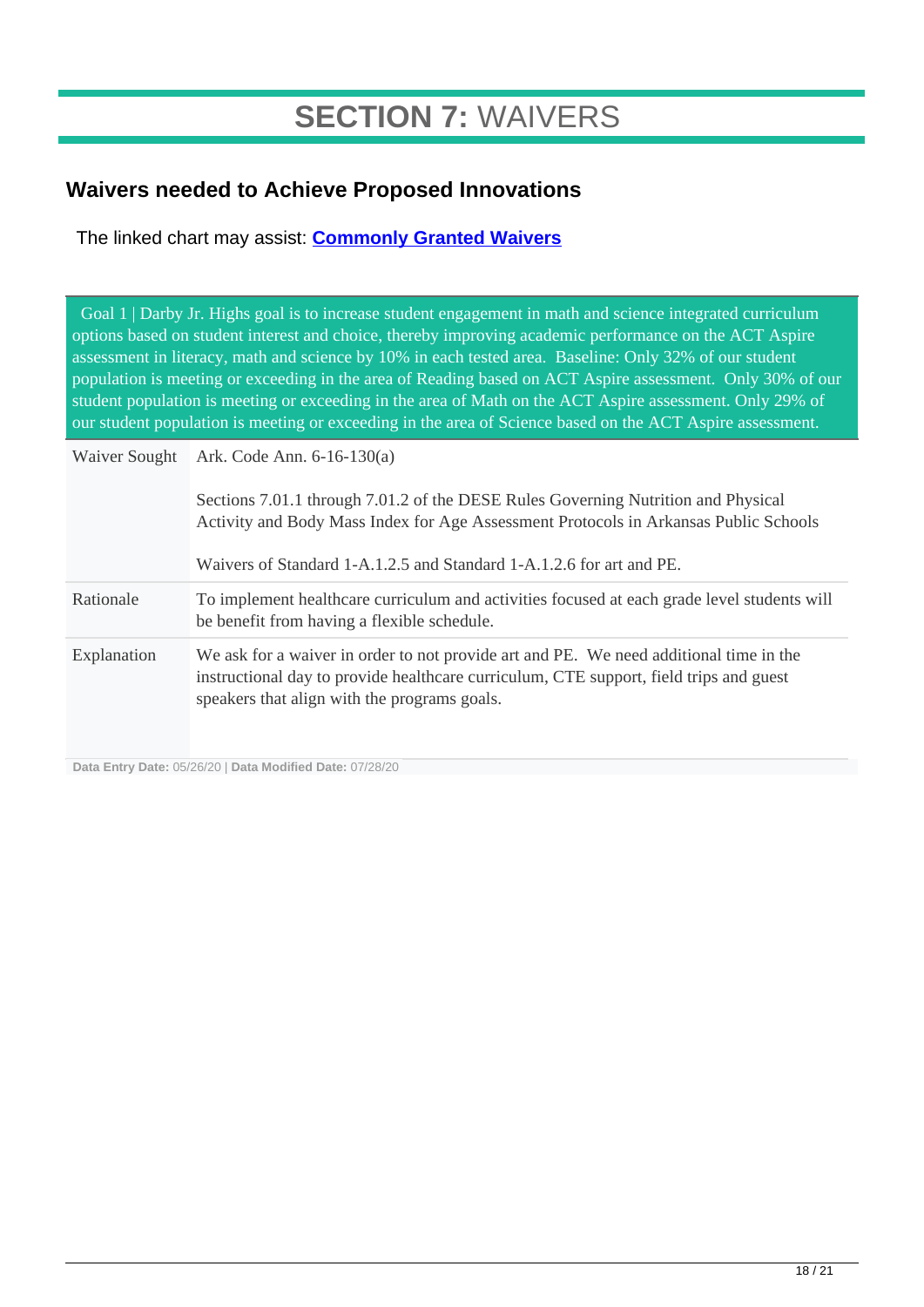# SECTION 7: WAIVERS

## Waivers needed to Achieve Proposed Innovations

The linked chart may assist: **Commonly Granted Waivers**

| Goal 1 \| Darby Jr. Highs goal is to increase student engagement in math and science integrated curriculum options based on student interest and choice, thereby improving academic performance on the ACT Aspire assessment in literacy, math and science by 10% in each tested area. Baseline: Only 32% of our student population is meeting or exceeding in the area of Reading based on ACT Aspire assessment. Only 30% of our student population is meeting or exceeding in the area of Math on the ACT Aspire assessment. Only 29% of our student population is meeting or exceeding in the area of Science based on the ACT Aspire assessment. | |
|---|---|
| Waiver Sought | Ark. Code Ann. 6-16-130(a)<br><br>Sections 7.01.1 through 7.01.2 of the DESE Rules Governing Nutrition and Physical Activity and Body Mass Index for Age Assessment Protocols in Arkansas Public Schools<br><br>Waivers of Standard 1-A.1.2.5 and Standard 1-A.1.2.6 for art and PE. |
| Rationale | To implement healthcare curriculum and activities focused at each grade level students will be benefit from having a flexible schedule. |
| Explanation | We ask for a waiver in order to not provide art and PE. We need additional time in the instructional day to provide healthcare curriculum, CTE support, field trips and guest speakers that align with the programs goals. |

**Data Entry Date:** 05/26/20 | **Data Modified Date:** 07/28/20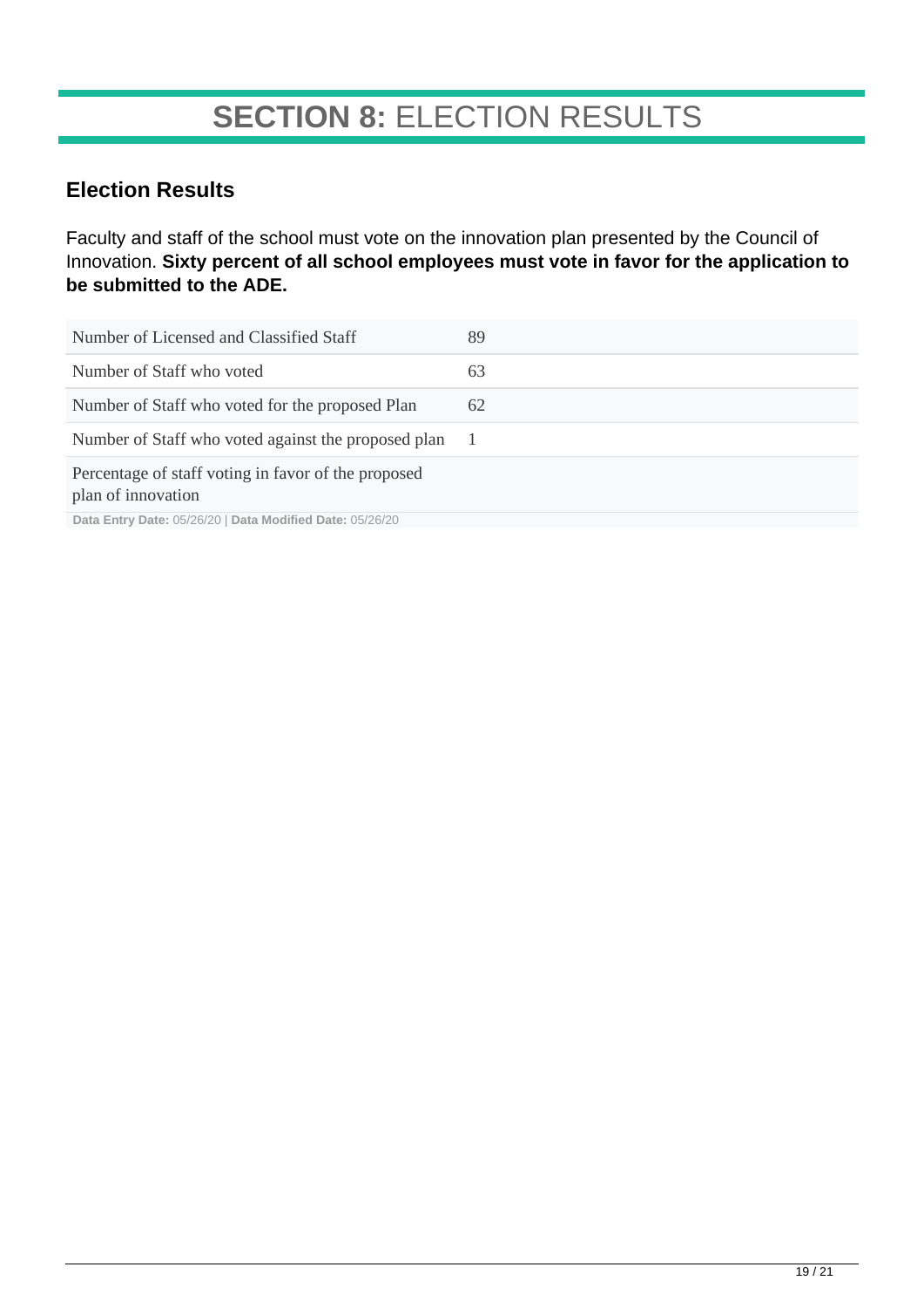# **SECTION 8:** ELECTION RESULTS

## Election Results

Faculty and staff of the school must vote on the innovation plan presented by the Council of Innovation. **Sixty percent of all school employees must vote in favor for the application to be submitted to the ADE.**

| | |
|---|---|
| Number of Licensed and Classified Staff | 89 |
| Number of Staff who voted | 63 |
| Number of Staff who voted for the proposed Plan | 62 |
| Number of Staff who voted against the proposed plan | 1 |
| Percentage of staff voting in favor of the proposed plan of innovation | |

**Data Entry Date:** 05/26/20 | **Data Modified Date:** 05/26/20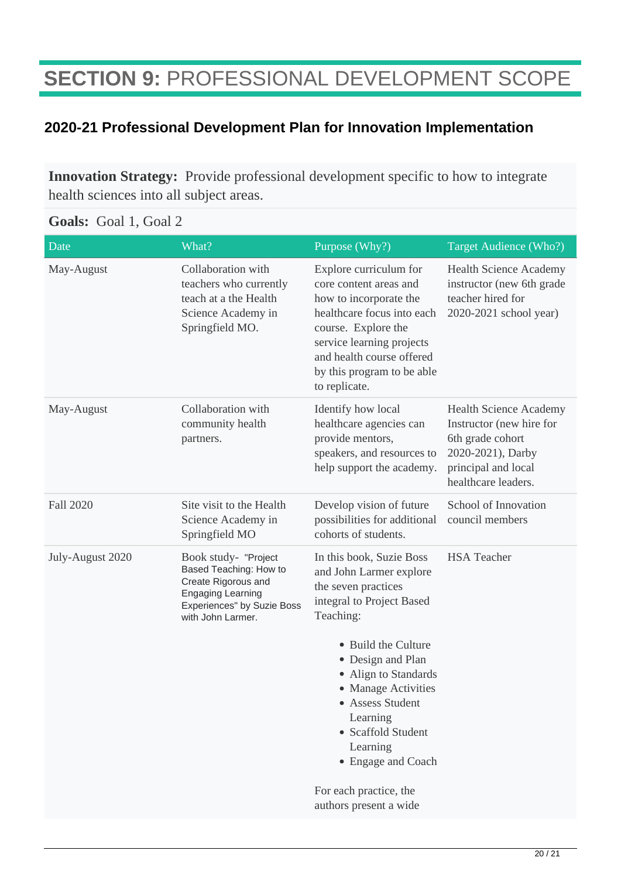# **SECTION 9:** PROFESSIONAL DEVELOPMENT SCOPE

## 2020-21 Professional Development Plan for Innovation Implementation

**Innovation Strategy:** Provide professional development specific to how to integrate health sciences into all subject areas.

**Goals:** Goal 1, Goal 2

| Date | What? | Purpose (Why?) | Target Audience (Who?) |
|---|---|---|---|
| May-August | Collaboration with teachers who currently teach at a the Health Science Academy in Springfield MO. | Explore curriculum for core content areas and how to incorporate the healthcare focus into each course. Explore the service learning projects and health course offered by this program to be able to replicate. | Health Science Academy instructor (new 6th grade teacher hired for 2020-2021 school year) |
| May-August | Collaboration with community health partners. | Identify how local healthcare agencies can provide mentors, speakers, and resources to help support the academy. | Health Science Academy Instructor (new hire for 6th grade cohort 2020-2021), Darby principal and local healthcare leaders. |
| Fall 2020 | Site visit to the Health Science Academy in Springfield MO | Develop vision of future possibilities for additional cohorts of students. | School of Innovation council members |
| July-August 2020 | Book study- "Project Based Teaching: How to Create Rigorous and Engaging Learning Experiences" by Suzie Boss with John Larmer. | In this book, Suzie Boss and John Larmer explore the seven practices integral to Project Based Teaching: <br>• Build the Culture<br>• Design and Plan<br>• Align to Standards<br>• Manage Activities<br>• Assess Student Learning<br>• Scaffold Student Learning<br>• Engage and Coach<br><br>For each practice, the authors present a wide | HSA Teacher |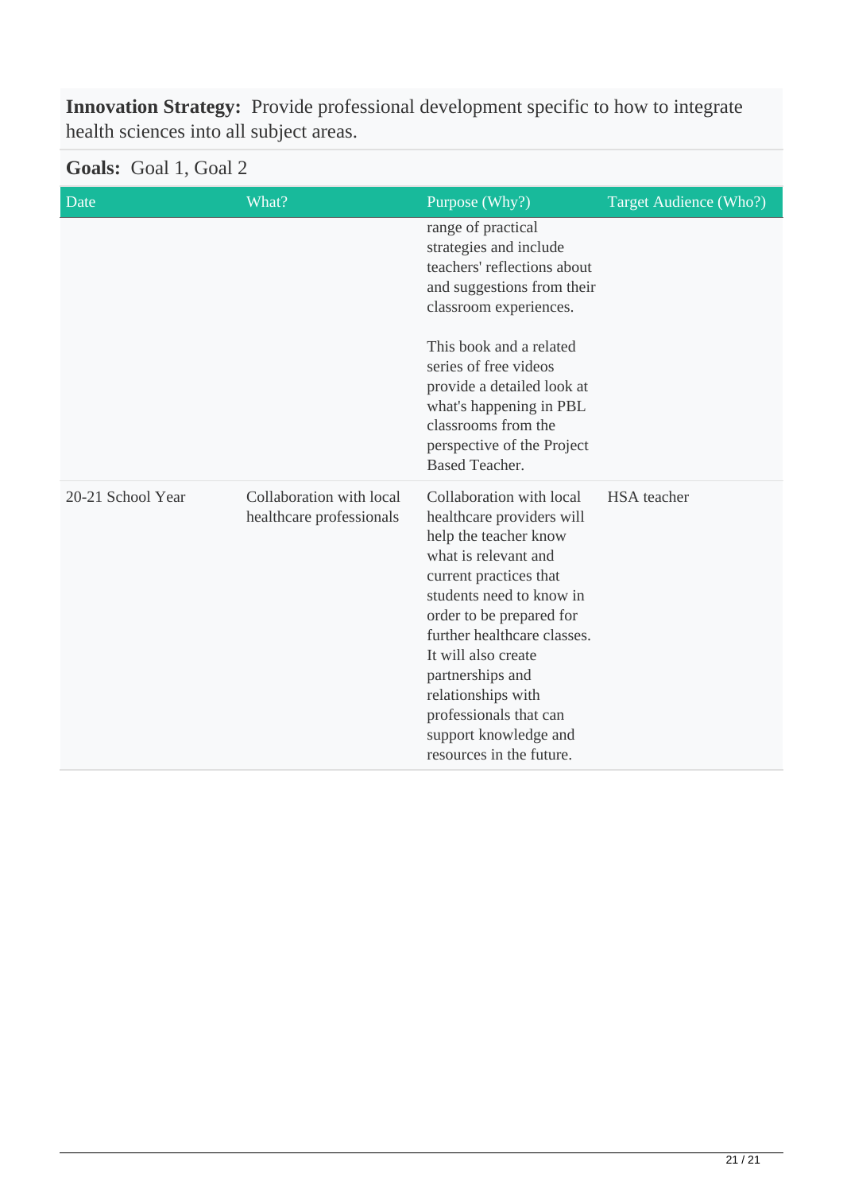**Innovation Strategy:** Provide professional development specific to how to integrate health sciences into all subject areas.

**Goals:** Goal 1, Goal 2

| Date | What? | Purpose (Why?) | Target Audience (Who?) |
|---|---|---|---|
| | | range of practical strategies and include teachers' reflections about and suggestions from their classroom experiences.<br><br>This book and a related series of free videos provide a detailed look at what's happening in PBL classrooms from the perspective of the Project Based Teacher. | |
| 20-21 School Year | Collaboration with local healthcare professionals | Collaboration with local healthcare providers will help the teacher know what is relevant and current practices that students need to know in order to be prepared for further healthcare classes. It will also create partnerships and relationships with professionals that can support knowledge and resources in the future. | HSA teacher |